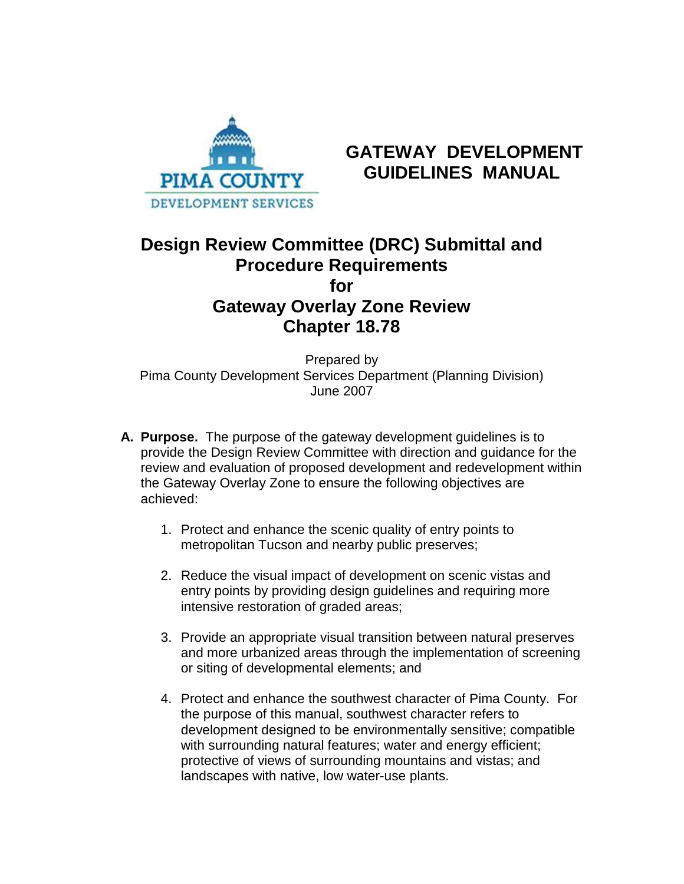PIMA COUNTY
DEVELOPMENT SERVICES

# GATEWAY DEVELOPMENT GUIDELINES MANUAL

## Design Review Committee (DRC) Submittal and Procedure Requirements for Gateway Overlay Zone Review Chapter 18.78

Prepared by
Pima County Development Services Department (Planning Division)
June 2007

**A. Purpose.** The purpose of the gateway development guidelines is to provide the Design Review Committee with direction and guidance for the review and evaluation of proposed development and redevelopment within the Gateway Overlay Zone to ensure the following objectives are achieved:

1. Protect and enhance the scenic quality of entry points to metropolitan Tucson and nearby public preserves;
2. Reduce the visual impact of development on scenic vistas and entry points by providing design guidelines and requiring more intensive restoration of graded areas;
3. Provide an appropriate visual transition between natural preserves and more urbanized areas through the implementation of screening or siting of developmental elements; and
4. Protect and enhance the southwest character of Pima County. For the purpose of this manual, southwest character refers to development designed to be environmentally sensitive; compatible with surrounding natural features; water and energy efficient; protective of views of surrounding mountains and vistas; and landscapes with native, low water-use plants.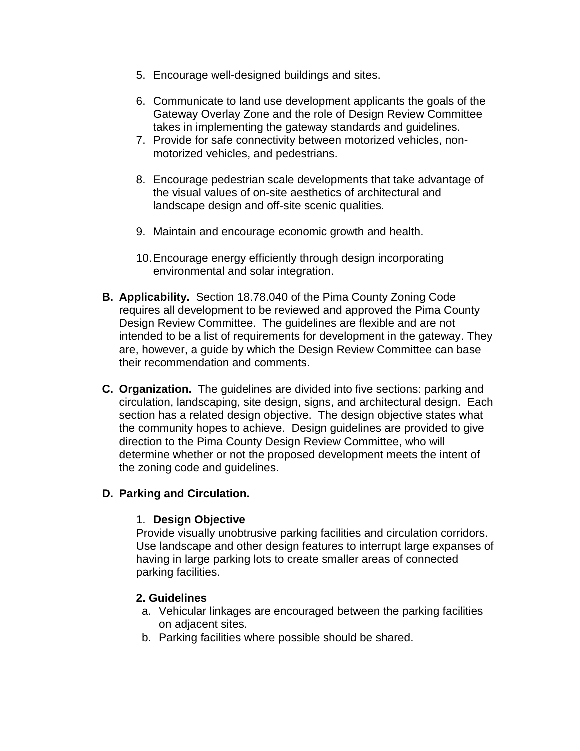5. Encourage well-designed buildings and sites.

6. Communicate to land use development applicants the goals of the Gateway Overlay Zone and the role of Design Review Committee takes in implementing the gateway standards and guidelines.

7. Provide for safe connectivity between motorized vehicles, non-motorized vehicles, and pedestrians.

8. Encourage pedestrian scale developments that take advantage of the visual values of on-site aesthetics of architectural and landscape design and off-site scenic qualities.

9. Maintain and encourage economic growth and health.

10. Encourage energy efficiently through design incorporating environmental and solar integration.

**B. Applicability.** Section 18.78.040 of the Pima County Zoning Code requires all development to be reviewed and approved the Pima County Design Review Committee. The guidelines are flexible and are not intended to be a list of requirements for development in the gateway. They are, however, a guide by which the Design Review Committee can base their recommendation and comments.

**C. Organization.** The guidelines are divided into five sections: parking and circulation, landscaping, site design, signs, and architectural design. Each section has a related design objective. The design objective states what the community hopes to achieve. Design guidelines are provided to give direction to the Pima County Design Review Committee, who will determine whether or not the proposed development meets the intent of the zoning code and guidelines.

**D. Parking and Circulation.**

1. **Design Objective**

Provide visually unobtrusive parking facilities and circulation corridors. Use landscape and other design features to interrupt large expanses of having in large parking lots to create smaller areas of connected parking facilities.

**2. Guidelines**

a. Vehicular linkages are encouraged between the parking facilities on adjacent sites.
b. Parking facilities where possible should be shared.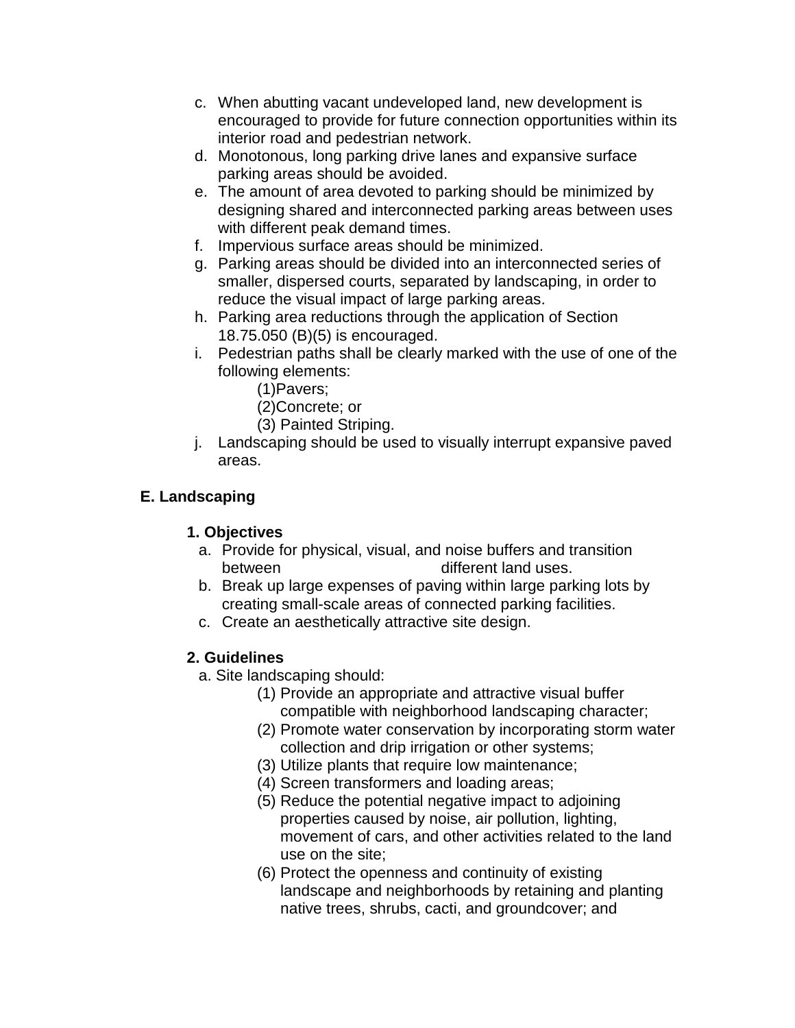c. When abutting vacant undeveloped land, new development is encouraged to provide for future connection opportunities within its interior road and pedestrian network.
d. Monotonous, long parking drive lanes and expansive surface parking areas should be avoided.
e. The amount of area devoted to parking should be minimized by designing shared and interconnected parking areas between uses with different peak demand times.
f. Impervious surface areas should be minimized.
g. Parking areas should be divided into an interconnected series of smaller, dispersed courts, separated by landscaping, in order to reduce the visual impact of large parking areas.
h. Parking area reductions through the application of Section 18.75.050 (B)(5) is encouraged.
i. Pedestrian paths shall be clearly marked with the use of one of the following elements:
   (1)Pavers;
   (2)Concrete; or
   (3) Painted Striping.
j. Landscaping should be used to visually interrupt expansive paved areas.

**E. Landscaping**

**1. Objectives**

a. Provide for physical, visual, and noise buffers and transition between different land uses.
b. Break up large expenses of paving within large parking lots by creating small-scale areas of connected parking facilities.
c. Create an aesthetically attractive site design.

**2. Guidelines**

a. Site landscaping should:
   (1) Provide an appropriate and attractive visual buffer compatible with neighborhood landscaping character;
   (2) Promote water conservation by incorporating storm water collection and drip irrigation or other systems;
   (3) Utilize plants that require low maintenance;
   (4) Screen transformers and loading areas;
   (5) Reduce the potential negative impact to adjoining properties caused by noise, air pollution, lighting, movement of cars, and other activities related to the land use on the site;
   (6) Protect the openness and continuity of existing landscape and neighborhoods by retaining and planting native trees, shrubs, cacti, and groundcover; and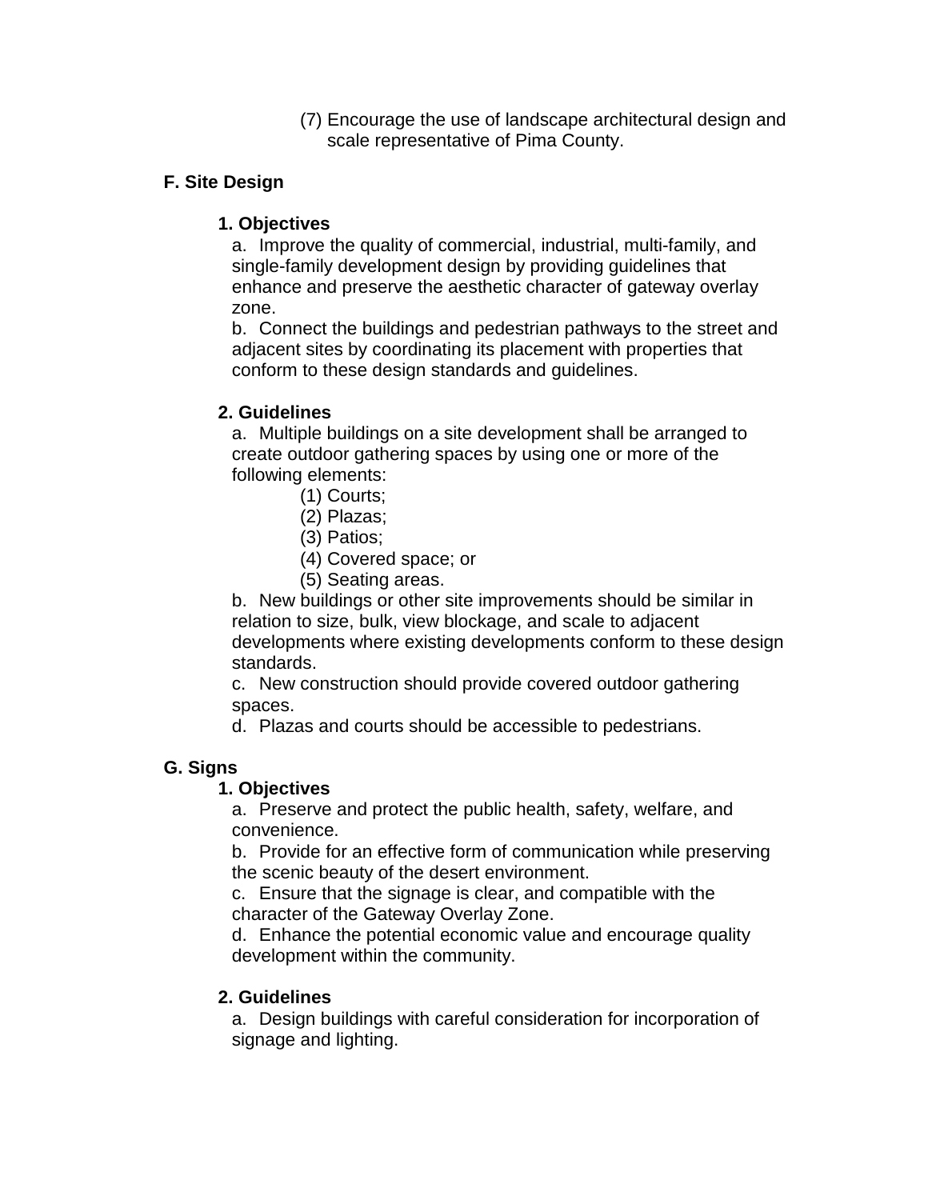(7) Encourage the use of landscape architectural design and scale representative of Pima County.

## F. Site Design

### 1. Objectives

a. Improve the quality of commercial, industrial, multi-family, and single-family development design by providing guidelines that enhance and preserve the aesthetic character of gateway overlay zone.

b. Connect the buildings and pedestrian pathways to the street and adjacent sites by coordinating its placement with properties that conform to these design standards and guidelines.

### 2. Guidelines

a. Multiple buildings on a site development shall be arranged to create outdoor gathering spaces by using one or more of the following elements:

(1) Courts;
(2) Plazas;
(3) Patios;
(4) Covered space; or
(5) Seating areas.

b. New buildings or other site improvements should be similar in relation to size, bulk, view blockage, and scale to adjacent developments where existing developments conform to these design standards.

c. New construction should provide covered outdoor gathering spaces.

d. Plazas and courts should be accessible to pedestrians.

## G. Signs

### 1. Objectives

a. Preserve and protect the public health, safety, welfare, and convenience.

b. Provide for an effective form of communication while preserving the scenic beauty of the desert environment.

c. Ensure that the signage is clear, and compatible with the character of the Gateway Overlay Zone.

d. Enhance the potential economic value and encourage quality development within the community.

### 2. Guidelines

a. Design buildings with careful consideration for incorporation of signage and lighting.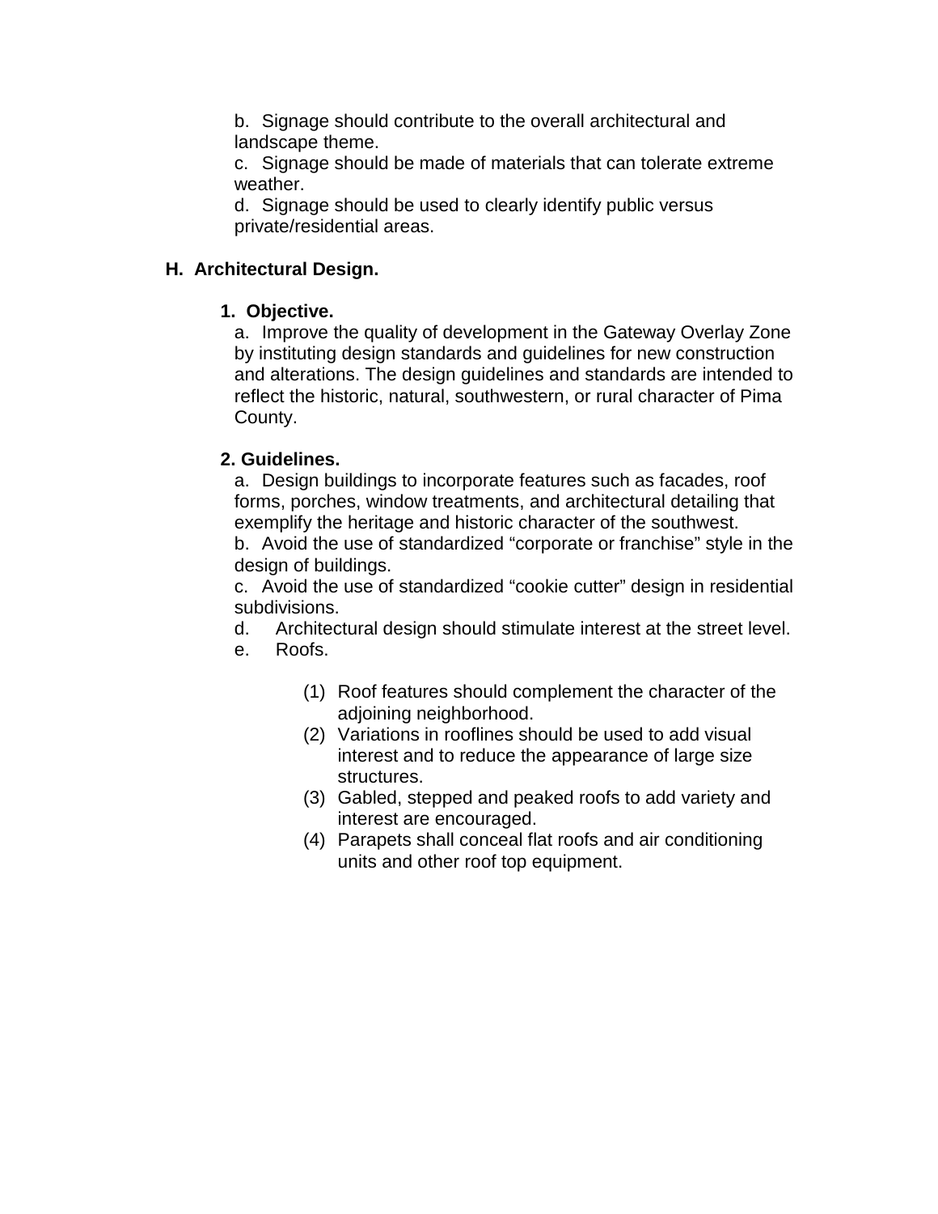b. Signage should contribute to the overall architectural and landscape theme.

c. Signage should be made of materials that can tolerate extreme weather.

d. Signage should be used to clearly identify public versus private/residential areas.

## H. Architectural Design.

### 1. Objective.

a. Improve the quality of development in the Gateway Overlay Zone by instituting design standards and guidelines for new construction and alterations. The design guidelines and standards are intended to reflect the historic, natural, southwestern, or rural character of Pima County.

### 2. Guidelines.

a. Design buildings to incorporate features such as facades, roof forms, porches, window treatments, and architectural detailing that exemplify the heritage and historic character of the southwest.

b. Avoid the use of standardized "corporate or franchise" style in the design of buildings.

c. Avoid the use of standardized "cookie cutter" design in residential subdivisions.

d. Architectural design should stimulate interest at the street level.

e. Roofs.

(1) Roof features should complement the character of the adjoining neighborhood.

(2) Variations in rooflines should be used to add visual interest and to reduce the appearance of large size structures.

(3) Gabled, stepped and peaked roofs to add variety and interest are encouraged.

(4) Parapets shall conceal flat roofs and air conditioning units and other roof top equipment.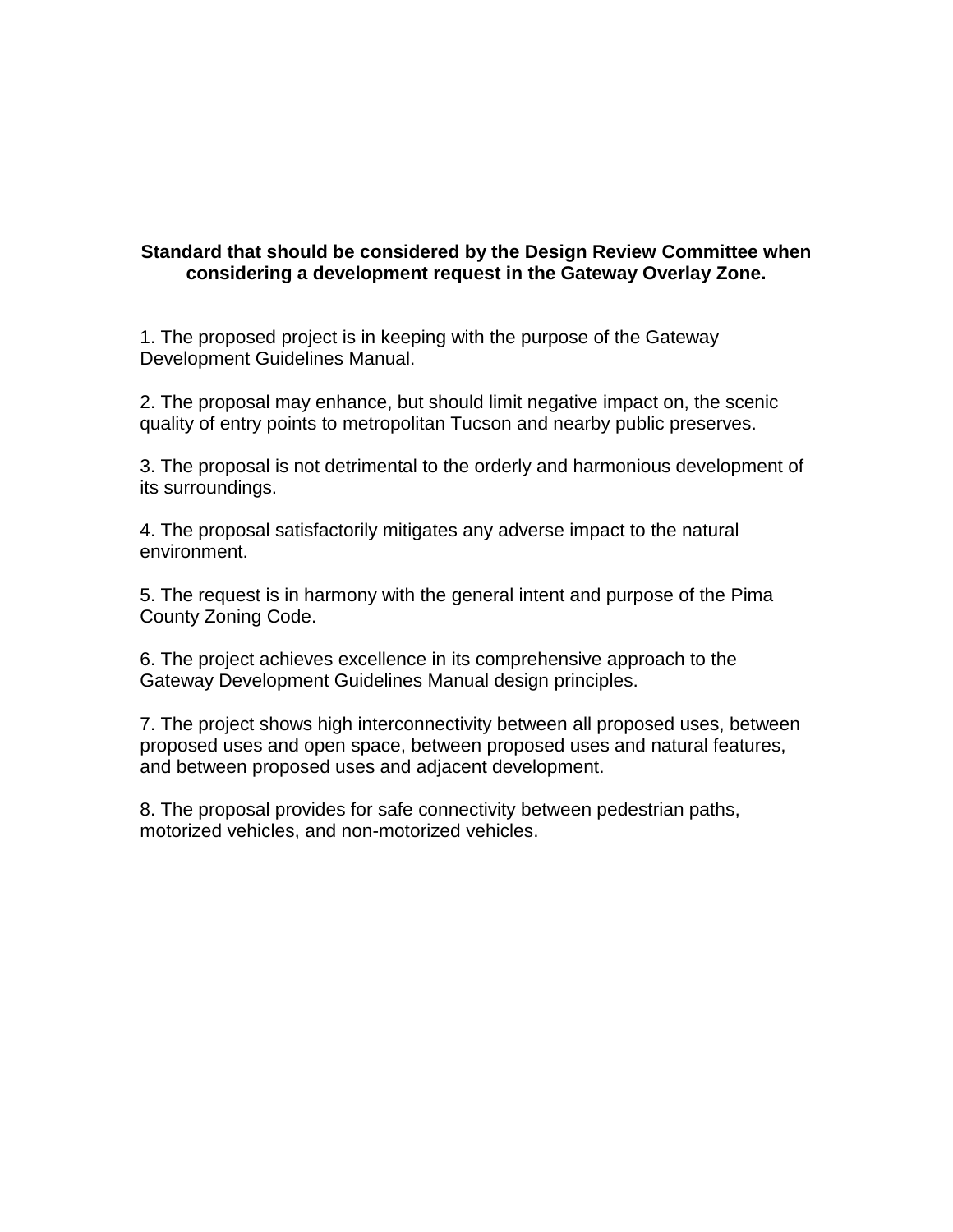**Standard that should be considered by the Design Review Committee when considering a development request in the Gateway Overlay Zone.**

1. The proposed project is in keeping with the purpose of the Gateway Development Guidelines Manual.

2. The proposal may enhance, but should limit negative impact on, the scenic quality of entry points to metropolitan Tucson and nearby public preserves.

3. The proposal is not detrimental to the orderly and harmonious development of its surroundings.

4. The proposal satisfactorily mitigates any adverse impact to the natural environment.

5. The request is in harmony with the general intent and purpose of the Pima County Zoning Code.

6. The project achieves excellence in its comprehensive approach to the Gateway Development Guidelines Manual design principles.

7. The project shows high interconnectivity between all proposed uses, between proposed uses and open space, between proposed uses and natural features, and between proposed uses and adjacent development.

8. The proposal provides for safe connectivity between pedestrian paths, motorized vehicles, and non-motorized vehicles.